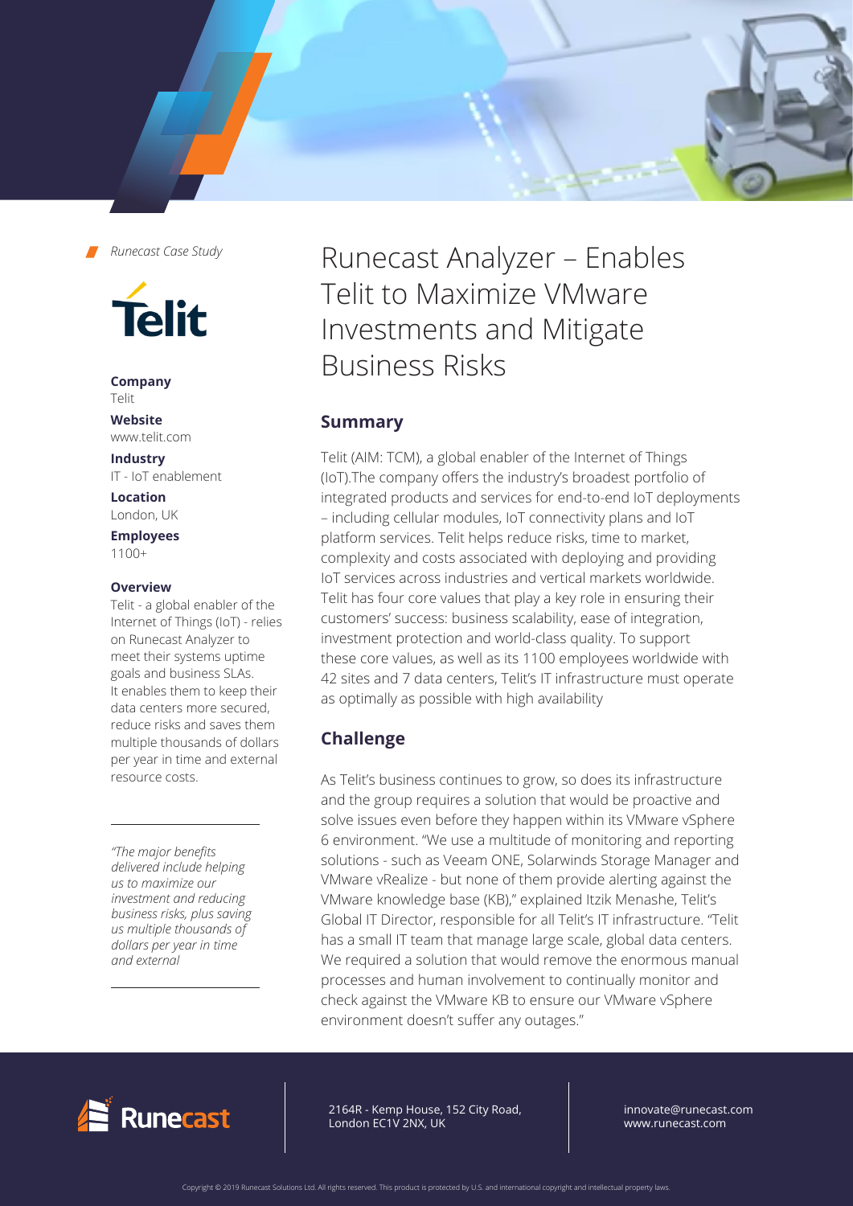*Runecast Case Study*

**Company**
Telit

**Website**
www.telit.com

**Industry**
IT - IoT enablement

**Location**
London, UK

**Employees**
1100+

**Overview**
Telit - a global enabler of the Internet of Things (IoT) - relies on Runecast Analyzer to meet their systems uptime goals and business SLAs. It enables them to keep their data centers more secured, reduce risks and saves them multiple thousands of dollars per year in time and external resource costs.

---

*"The major benefits delivered include helping us to maximize our investment and reducing business risks, plus saving us multiple thousands of dollars per year in time and external*

---

# Runecast Analyzer – Enables Telit to Maximize VMware Investments and Mitigate Business Risks

## Summary

Telit (AIM: TCM), a global enabler of the Internet of Things (IoT).The company offers the industry's broadest portfolio of integrated products and services for end-to-end IoT deployments – including cellular modules, IoT connectivity plans and IoT platform services. Telit helps reduce risks, time to market, complexity and costs associated with deploying and providing IoT services across industries and vertical markets worldwide. Telit has four core values that play a key role in ensuring their customers' success: business scalability, ease of integration, investment protection and world-class quality. To support these core values, as well as its 1100 employees worldwide with 42 sites and 7 data centers, Telit's IT infrastructure must operate as optimally as possible with high availability

## Challenge

As Telit's business continues to grow, so does its infrastructure and the group requires a solution that would be proactive and solve issues even before they happen within its VMware vSphere 6 environment. "We use a multitude of monitoring and reporting solutions - such as Veeam ONE, Solarwinds Storage Manager and VMware vRealize - but none of them provide alerting against the VMware knowledge base (KB)," explained Itzik Menashe, Telit's Global IT Director, responsible for all Telit's IT infrastructure. "Telit has a small IT team that manage large scale, global data centers. We required a solution that would remove the enormous manual processes and human involvement to continually monitor and check against the VMware KB to ensure our VMware vSphere environment doesn't suffer any outages."

Runecast

2164R - Kemp House, 152 City Road, London EC1V 2NX, UK

innovate@runecast.com
www.runecast.com

Copyright © 2019 Runecast Solutions Ltd. All rights reserved. This product is protected by U.S. and international copyright and intellectual property laws.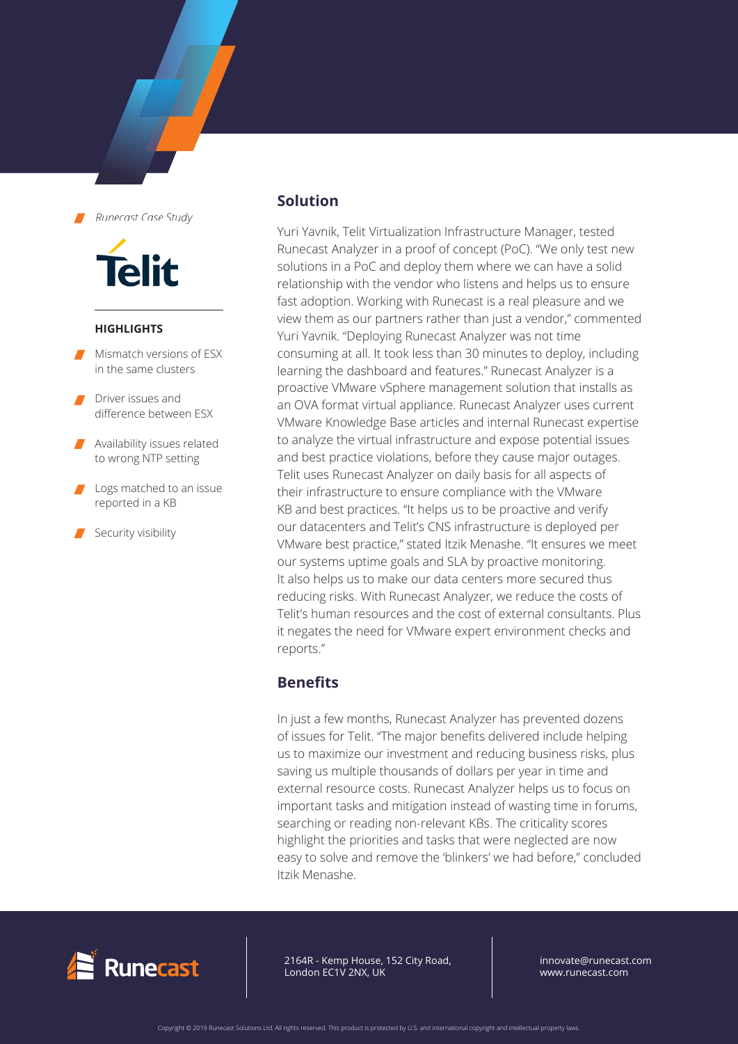*Runecast Case Study*

Telit

**HIGHLIGHTS**

- Mismatch versions of ESX in the same clusters
- Driver issues and difference between ESX
- Availability issues related to wrong NTP setting
- Logs matched to an issue reported in a KB
- Security visibility

## Solution

Yuri Yavnik, Telit Virtualization Infrastructure Manager, tested Runecast Analyzer in a proof of concept (PoC). "We only test new solutions in a PoC and deploy them where we can have a solid relationship with the vendor who listens and helps us to ensure fast adoption. Working with Runecast is a real pleasure and we view them as our partners rather than just a vendor," commented Yuri Yavnik. "Deploying Runecast Analyzer was not time consuming at all. It took less than 30 minutes to deploy, including learning the dashboard and features." Runecast Analyzer is a proactive VMware vSphere management solution that installs as an OVA format virtual appliance. Runecast Analyzer uses current VMware Knowledge Base articles and internal Runecast expertise to analyze the virtual infrastructure and expose potential issues and best practice violations, before they cause major outages. Telit uses Runecast Analyzer on daily basis for all aspects of their infrastructure to ensure compliance with the VMware KB and best practices. "It helps us to be proactive and verify our datacenters and Telit's CNS infrastructure is deployed per VMware best practice," stated Itzik Menashe. "It ensures we meet our systems uptime goals and SLA by proactive monitoring. It also helps us to make our data centers more secured thus reducing risks. With Runecast Analyzer, we reduce the costs of Telit's human resources and the cost of external consultants. Plus it negates the need for VMware expert environment checks and reports."

## Benefits

In just a few months, Runecast Analyzer has prevented dozens of issues for Telit. "The major benefits delivered include helping us to maximize our investment and reducing business risks, plus saving us multiple thousands of dollars per year in time and external resource costs. Runecast Analyzer helps us to focus on important tasks and mitigation instead of wasting time in forums, searching or reading non-relevant KBs. The criticality scores highlight the priorities and tasks that were neglected are now easy to solve and remove the 'blinkers' we had before," concluded Itzik Menashe.

Runecast

2164R - Kemp House, 152 City Road,
London EC1V 2NX, UK

innovate@runecast.com
www.runecast.com

Copyright © 2019 Runecast Solutions Ltd. All rights reserved. This product is protected by U.S. and international copyright and intellectual property laws.